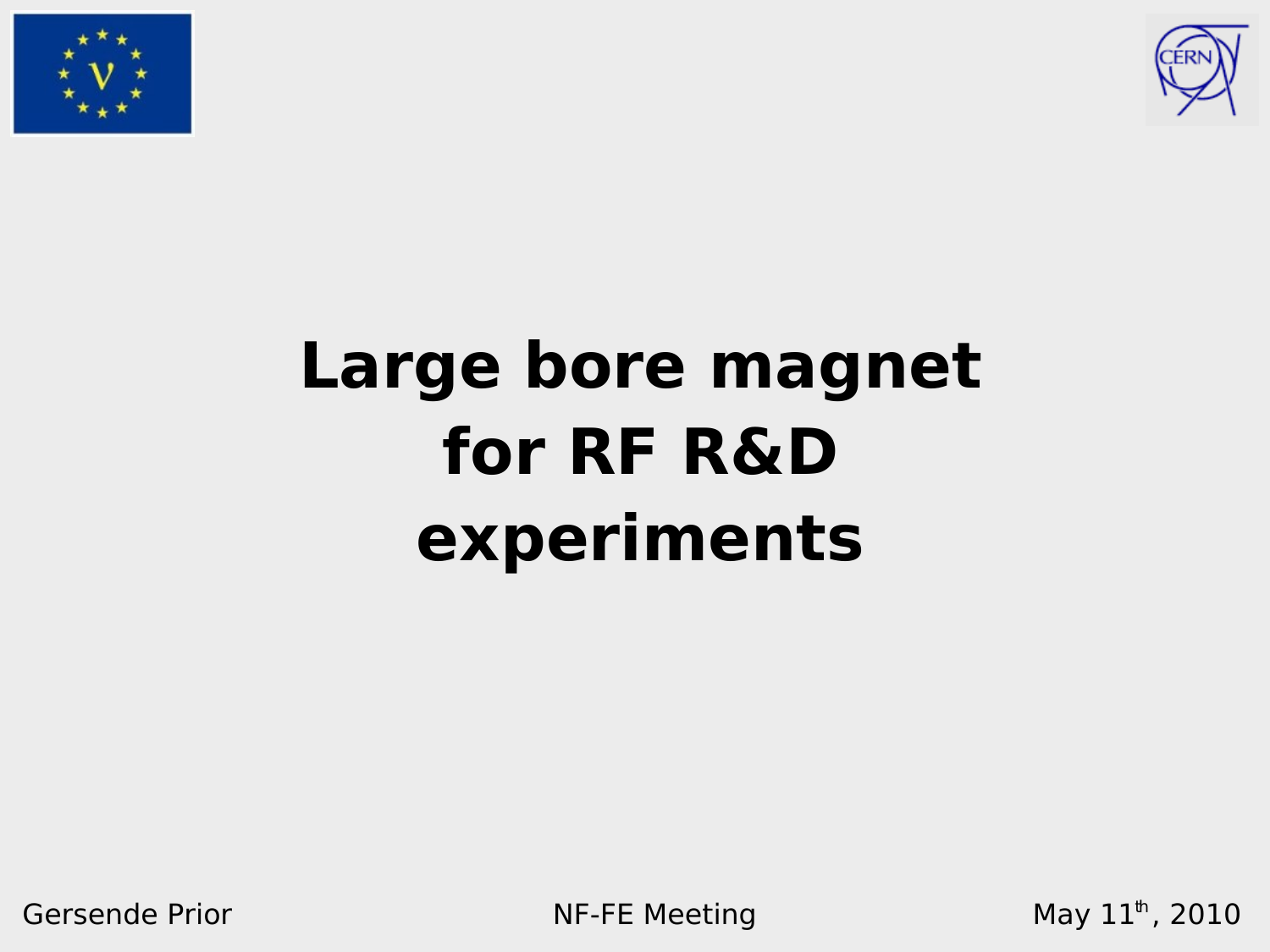# Large bore magnet for RF R&D experiments

Gersende Prior

NF-FE Meeting

May 11th, 2010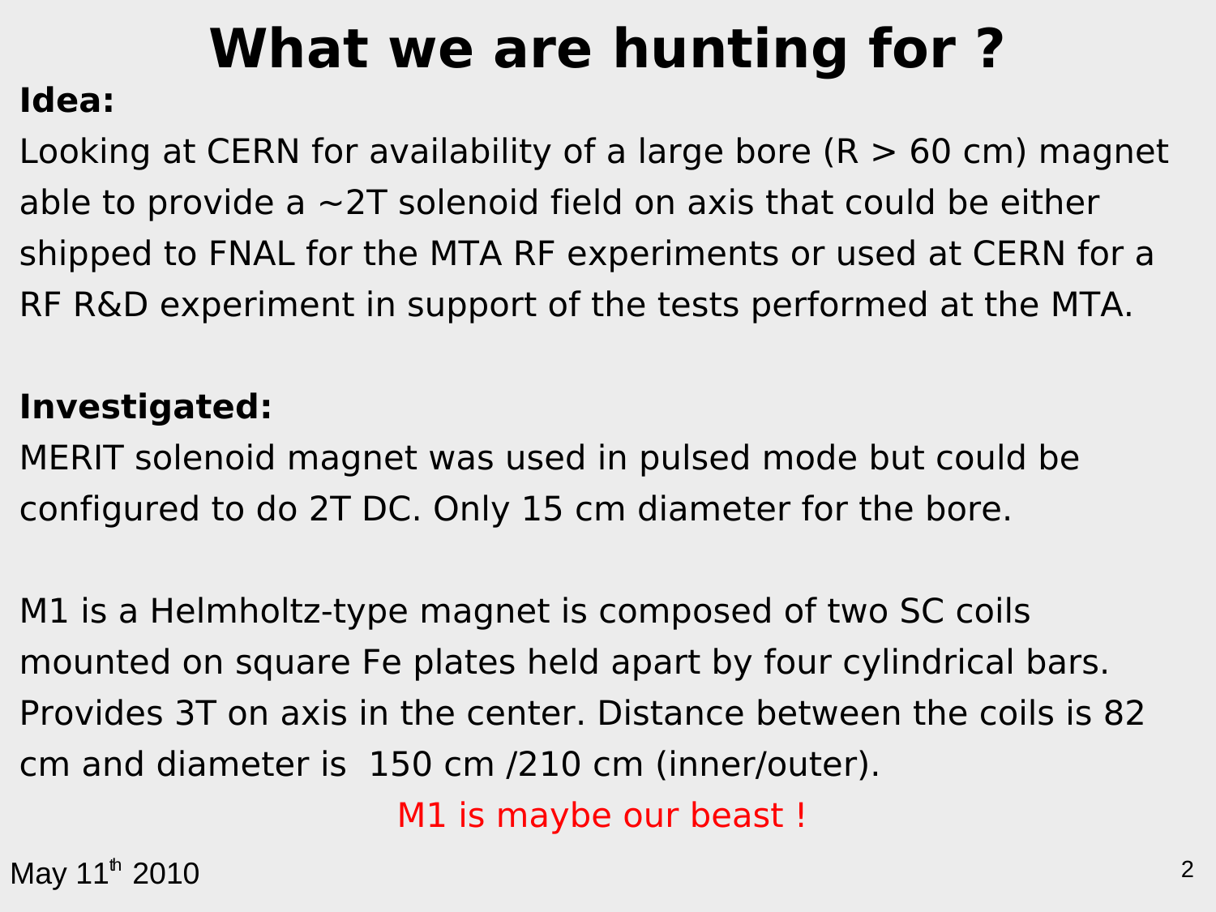# What we are hunting for ?

**Idea:**

Looking at CERN for availability of a large bore (R > 60 cm) magnet able to provide a ~2T solenoid field on axis that could be either shipped to FNAL for the MTA RF experiments or used at CERN for a RF R&D experiment in support of the tests performed at the MTA.

**Investigated:**

MERIT solenoid magnet was used in pulsed mode but could be configured to do 2T DC. Only 15 cm diameter for the bore.

M1 is a Helmholtz-type magnet is composed of two SC coils mounted on square Fe plates held apart by four cylindrical bars. Provides 3T on axis in the center. Distance between the coils is 82 cm and diameter is 150 cm /210 cm (inner/outer).

M1 is maybe our beast !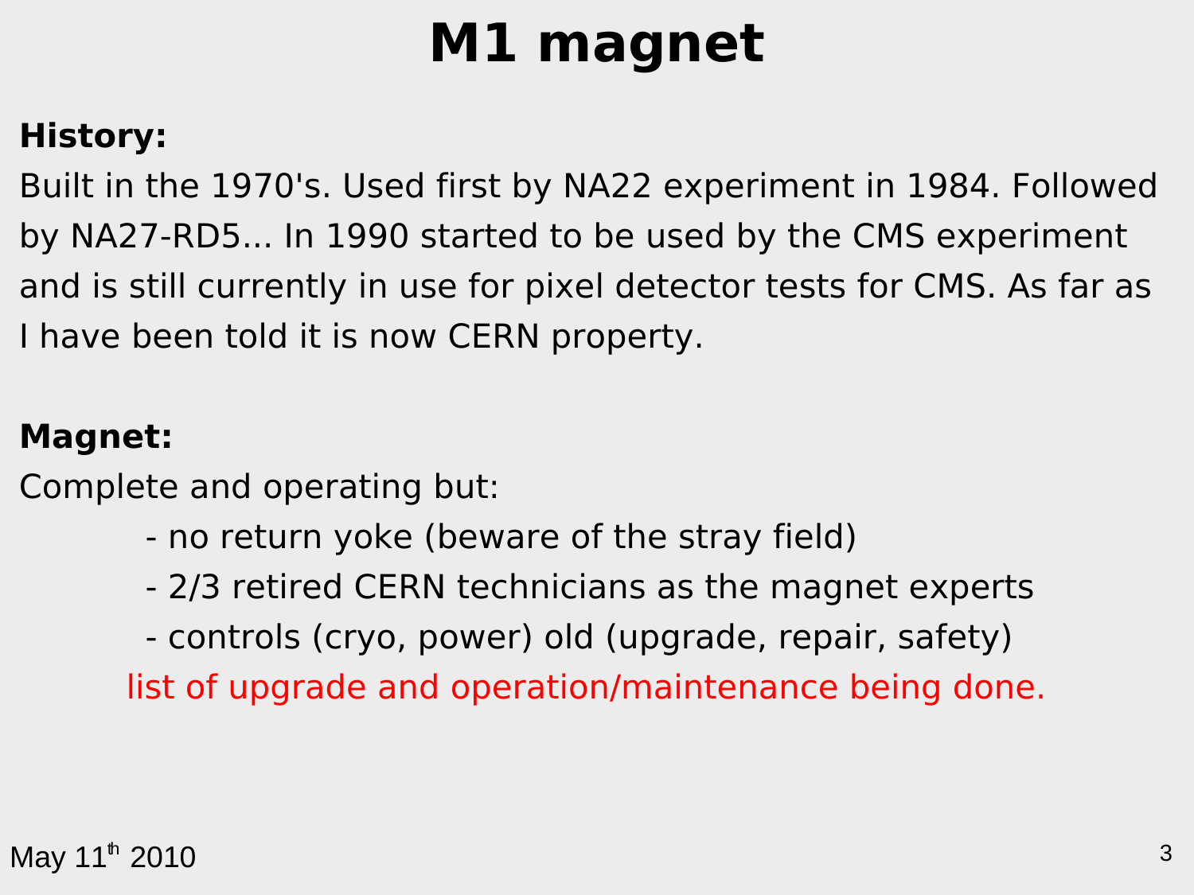# M1 magnet

**History:**

Built in the 1970's. Used first by NA22 experiment in 1984. Followed by NA27-RD5... In 1990 started to be used by the CMS experiment and is still currently in use for pixel detector tests for CMS. As far as I have been told it is now CERN property.

**Magnet:**

Complete and operating but:

- no return yoke (beware of the stray field)
- 2/3 retired CERN technicians as the magnet experts
- controls (cryo, power) old (upgrade, repair, safety)

list of upgrade and operation/maintenance being done.

May 11th 2010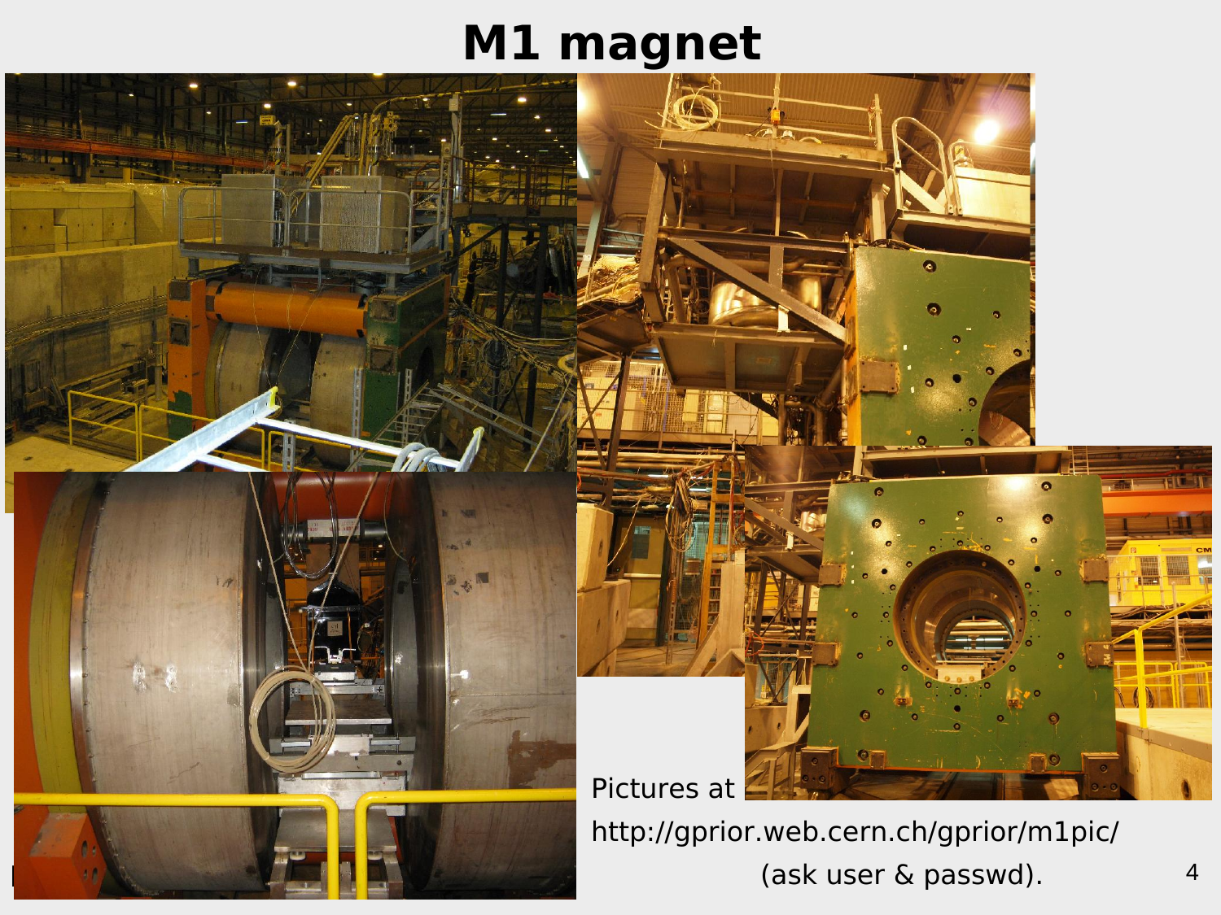# M1 magnet

Pictures at

http://gprior.web.cern.ch/gprior/m1pic/

(ask user & passwd).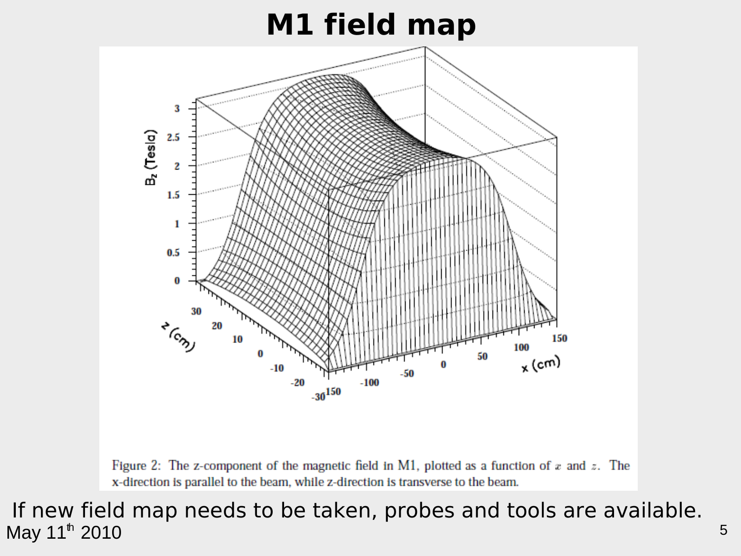# M1 field map

Figure 2: The z-component of the magnetic field in M1, plotted as a function of $x$ and $z$. The x-direction is parallel to the beam, while z-direction is transverse to the beam.

If new field map needs to be taken, probes and tools are available.

May 11th 2010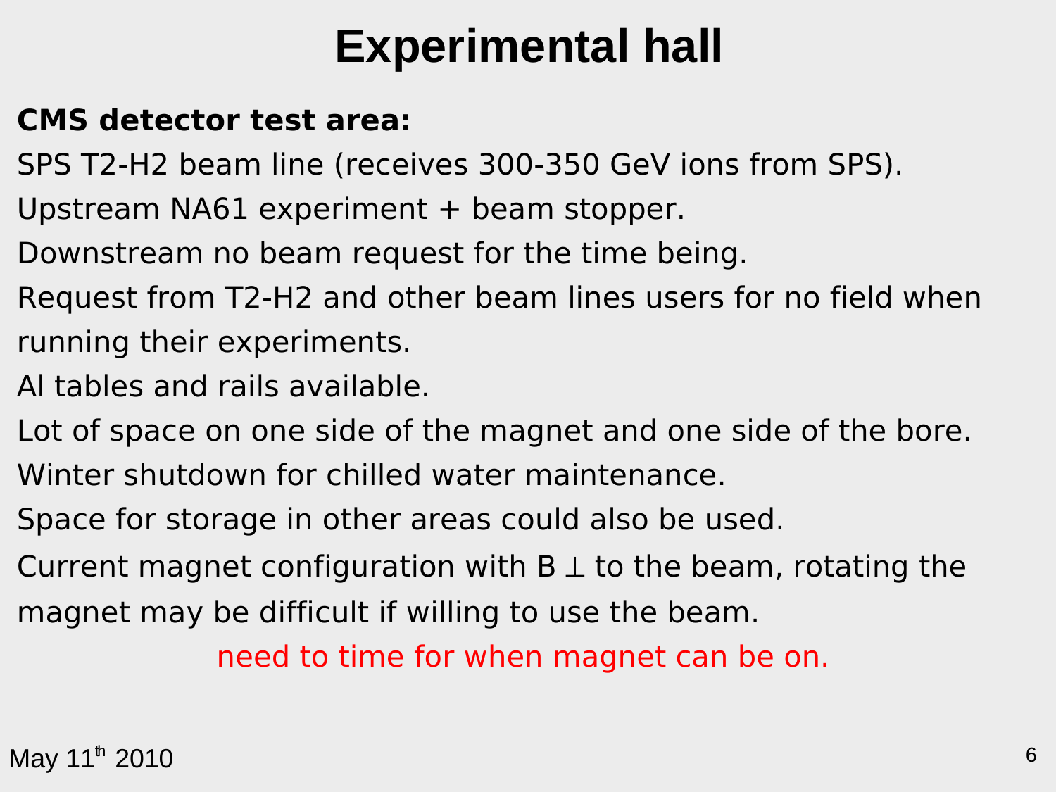# Experimental hall

**CMS detector test area:**

SPS T2-H2 beam line (receives 300-350 GeV ions from SPS).

Upstream NA61 experiment + beam stopper.

Downstream no beam request for the time being.

Request from T2-H2 and other beam lines users for no field when running their experiments.

Al tables and rails available.

Lot of space on one side of the magnet and one side of the bore.

Winter shutdown for chilled water maintenance.

Space for storage in other areas could also be used.

Current magnet configuration with B $\perp$ to the beam, rotating the magnet may be difficult if willing to use the beam.

need to time for when magnet can be on.

May 11th 2010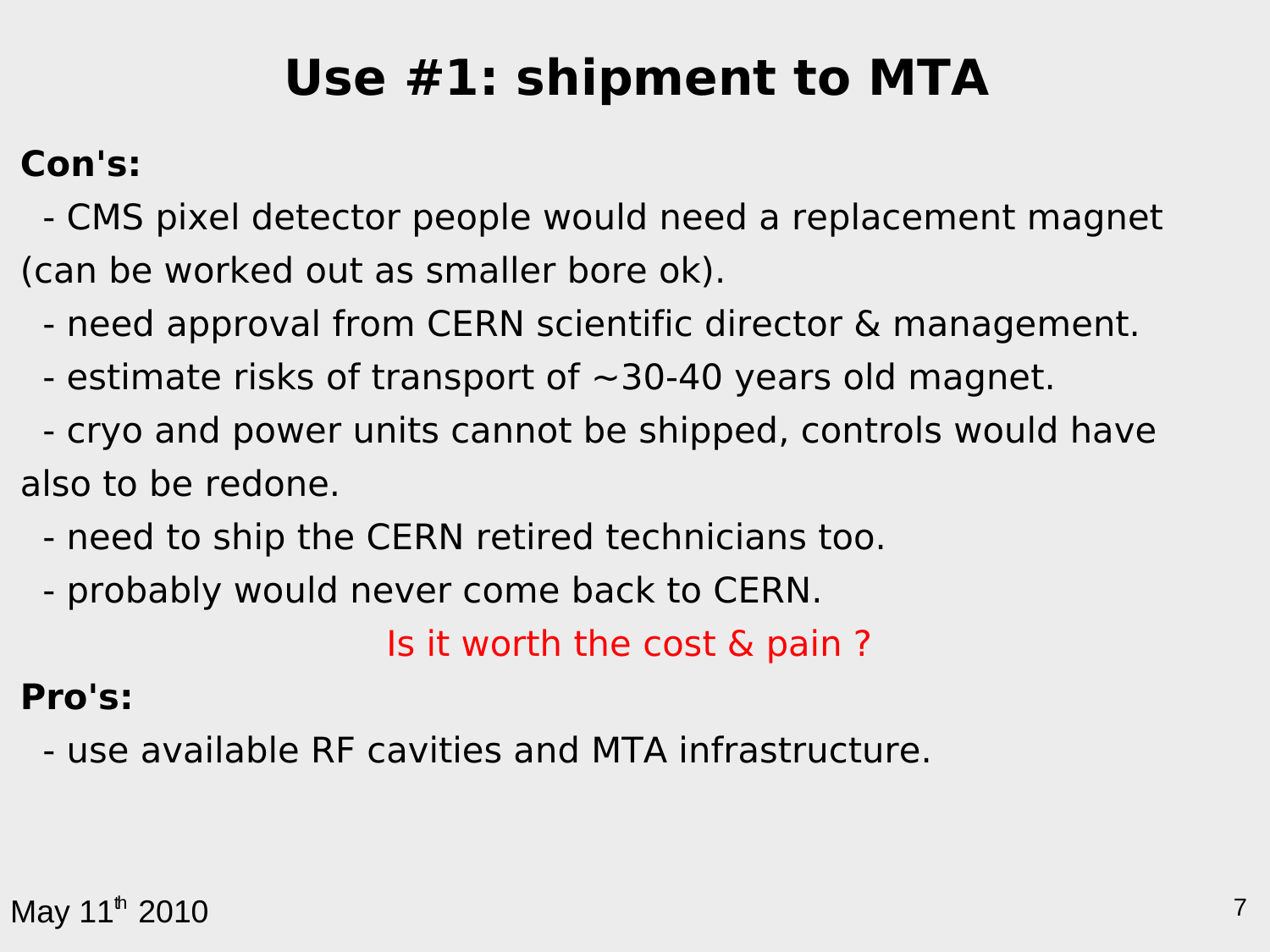# Use #1: shipment to MTA

**Con's:**

- CMS pixel detector people would need a replacement magnet (can be worked out as smaller bore ok).
- need approval from CERN scientific director & management.
- estimate risks of transport of ~30-40 years old magnet.
- cryo and power units cannot be shipped, controls would have also to be redone.
- need to ship the CERN retired technicians too.
- probably would never come back to CERN.

Is it worth the cost & pain ?

**Pro's:**

- use available RF cavities and MTA infrastructure.

May 11th 2010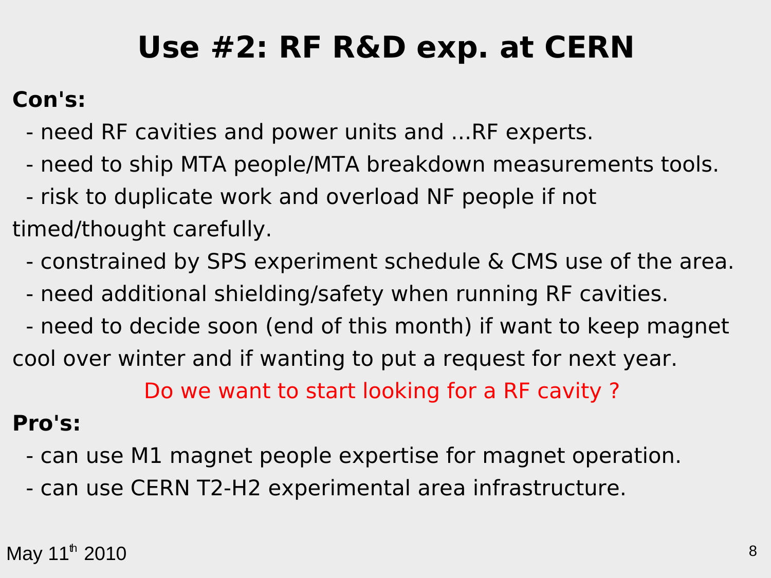# Use #2: RF R&D exp. at CERN

**Con's:**

- need RF cavities and power units and ...RF experts.
- need to ship MTA people/MTA breakdown measurements tools.
- risk to duplicate work and overload NF people if not timed/thought carefully.
- constrained by SPS experiment schedule & CMS use of the area.
- need additional shielding/safety when running RF cavities.
- need to decide soon (end of this month) if want to keep magnet cool over winter and if wanting to put a request for next year.

Do we want to start looking for a RF cavity ?

**Pro's:**

- can use M1 magnet people expertise for magnet operation.
- can use CERN T2-H2 experimental area infrastructure.

May 11th 2010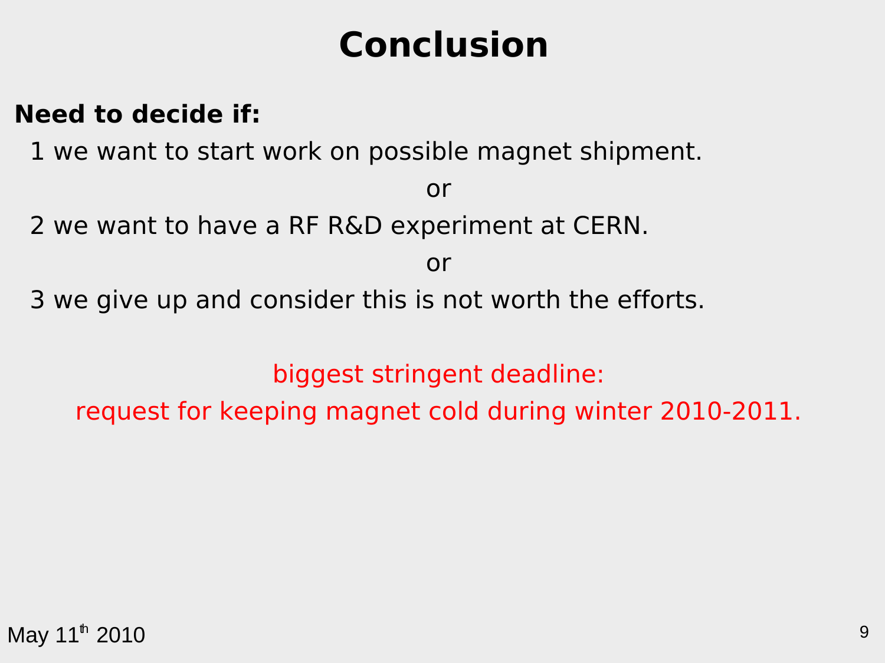# Conclusion

**Need to decide if:**

1 we want to start work on possible magnet shipment.

or

2 we want to have a RF R&D experiment at CERN.

or

3 we give up and consider this is not worth the efforts.

biggest stringent deadline:

request for keeping magnet cold during winter 2010-2011.

May 11th 2010